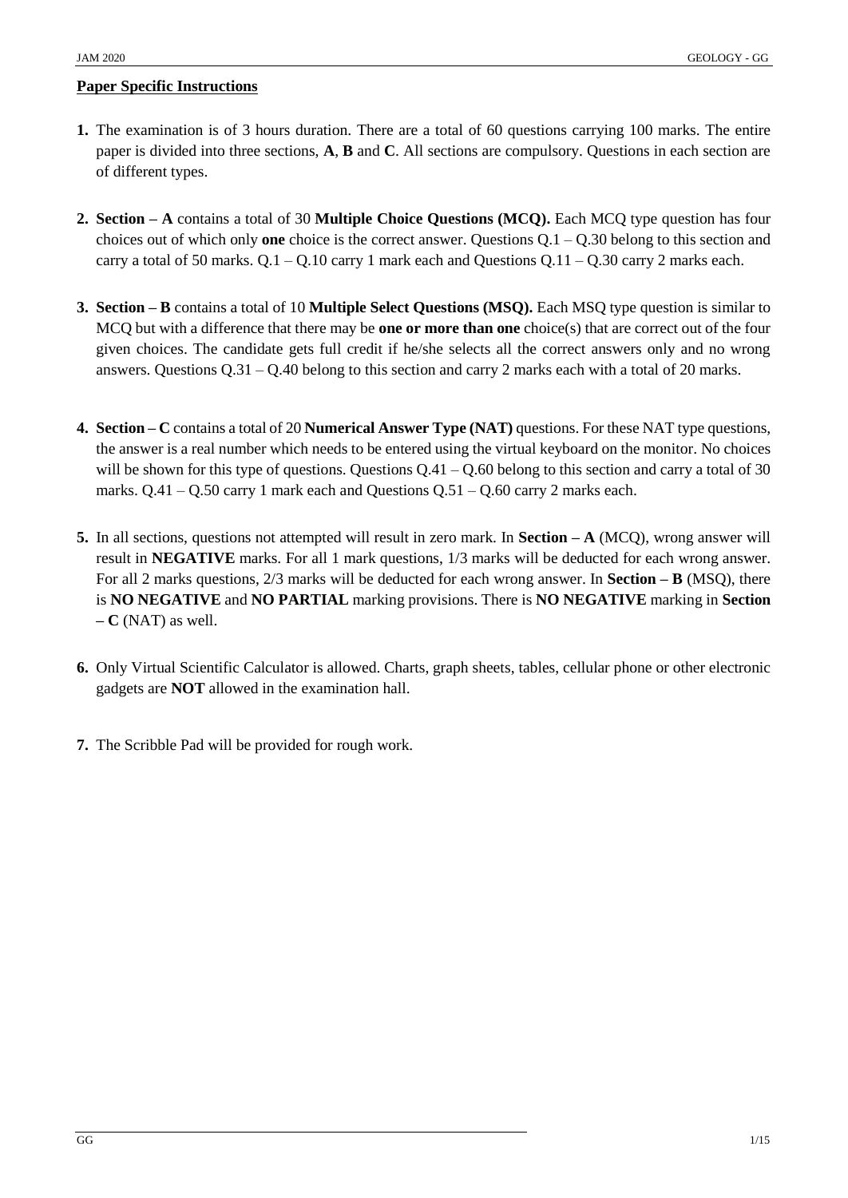## Paper Specific Instructions

1. The examination is of 3 hours duration. There are a total of 60 questions carrying 100 marks. The entire paper is divided into three sections, **A**, **B** and **C**. All sections are compulsory. Questions in each section are of different types.

2. **Section – A** contains a total of 30 **Multiple Choice Questions (MCQ).** Each MCQ type question has four choices out of which only **one** choice is the correct answer. Questions Q.1 – Q.30 belong to this section and carry a total of 50 marks. Q.1 – Q.10 carry 1 mark each and Questions Q.11 – Q.30 carry 2 marks each.

3. **Section – B** contains a total of 10 **Multiple Select Questions (MSQ).** Each MSQ type question is similar to MCQ but with a difference that there may be **one or more than one** choice(s) that are correct out of the four given choices. The candidate gets full credit if he/she selects all the correct answers only and no wrong answers. Questions Q.31 – Q.40 belong to this section and carry 2 marks each with a total of 20 marks.

4. **Section – C** contains a total of 20 **Numerical Answer Type (NAT)** questions. For these NAT type questions, the answer is a real number which needs to be entered using the virtual keyboard on the monitor. No choices will be shown for this type of questions. Questions Q.41 – Q.60 belong to this section and carry a total of 30 marks. Q.41 – Q.50 carry 1 mark each and Questions Q.51 – Q.60 carry 2 marks each.

5. In all sections, questions not attempted will result in zero mark. In **Section – A** (MCQ), wrong answer will result in **NEGATIVE** marks. For all 1 mark questions, 1/3 marks will be deducted for each wrong answer. For all 2 marks questions, 2/3 marks will be deducted for each wrong answer. In **Section – B** (MSQ), there is **NO NEGATIVE** and **NO PARTIAL** marking provisions. There is **NO NEGATIVE** marking in **Section – C** (NAT) as well.

6. Only Virtual Scientific Calculator is allowed. Charts, graph sheets, tables, cellular phone or other electronic gadgets are **NOT** allowed in the examination hall.

7. The Scribble Pad will be provided for rough work.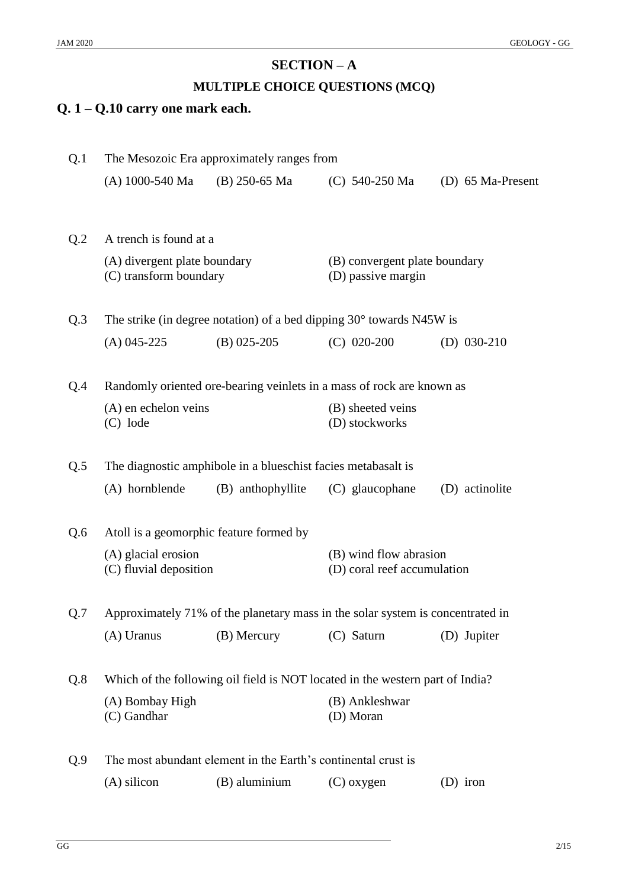## SECTION – A

### MULTIPLE CHOICE QUESTIONS (MCQ)

**Q. 1 – Q.10 carry one mark each.**

Q.1 The Mesozoic Era approximately ranges from

(A) 1000-540 Ma (B) 250-65 Ma (C) 540-250 Ma (D) 65 Ma-Present

Q.2 A trench is found at a

(A) divergent plate boundary
(B) convergent plate boundary
(C) transform boundary
(D) passive margin

Q.3 The strike (in degree notation) of a bed dipping 30° towards N45W is

(A) 045-225 (B) 025-205 (C) 020-200 (D) 030-210

Q.4 Randomly oriented ore-bearing veinlets in a mass of rock are known as

(A) en echelon veins
(B) sheeted veins
(C) lode
(D) stockworks

Q.5 The diagnostic amphibole in a blueschist facies metabasalt is

(A) hornblende (B) anthophyllite (C) glaucophane (D) actinolite

Q.6 Atoll is a geomorphic feature formed by

(A) glacial erosion
(B) wind flow abrasion
(C) fluvial deposition
(D) coral reef accumulation

Q.7 Approximately 71% of the planetary mass in the solar system is concentrated in

(A) Uranus (B) Mercury (C) Saturn (D) Jupiter

Q.8 Which of the following oil field is NOT located in the western part of India?

(A) Bombay High
(B) Ankleshwar
(C) Gandhar
(D) Moran

Q.9 The most abundant element in the Earth's continental crust is

(A) silicon (B) aluminium (C) oxygen (D) iron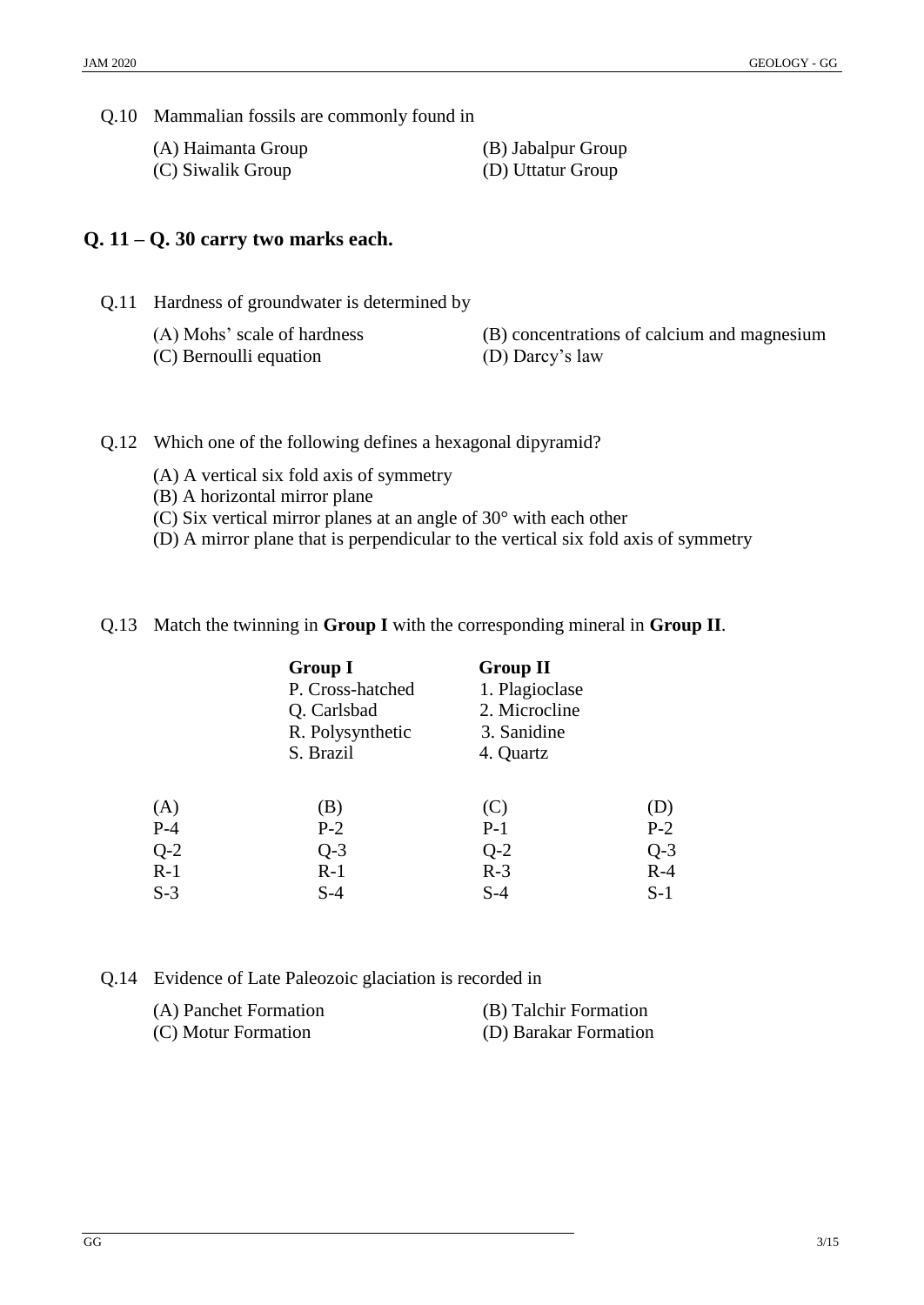Q.10 Mammalian fossils are commonly found in

(A) Haimanta Group
(B) Jabalpur Group
(C) Siwalik Group
(D) Uttatur Group

## Q. 11 – Q. 30 carry two marks each.

Q.11 Hardness of groundwater is determined by

(A) Mohs' scale of hardness
(B) concentrations of calcium and magnesium
(C) Bernoulli equation
(D) Darcy's law

Q.12 Which one of the following defines a hexagonal dipyramid?

(A) A vertical six fold axis of symmetry
(B) A horizontal mirror plane
(C) Six vertical mirror planes at an angle of 30° with each other
(D) A mirror plane that is perpendicular to the vertical six fold axis of symmetry

Q.13 Match the twinning in **Group I** with the corresponding mineral in **Group II**.

| **Group I** | **Group II** |
|---|---|
| P. Cross-hatched | 1. Plagioclase |
| Q. Carlsbad | 2. Microcline |
| R. Polysynthetic | 3. Sanidine |
| S. Brazil | 4. Quartz |

| (A) | (B) | (C) | (D) |
|---|---|---|---|
| P-4 | P-2 | P-1 | P-2 |
| Q-2 | Q-3 | Q-2 | Q-3 |
| R-1 | R-1 | R-3 | R-4 |
| S-3 | S-4 | S-4 | S-1 |

Q.14 Evidence of Late Paleozoic glaciation is recorded in

(A) Panchet Formation
(B) Talchir Formation
(C) Motur Formation
(D) Barakar Formation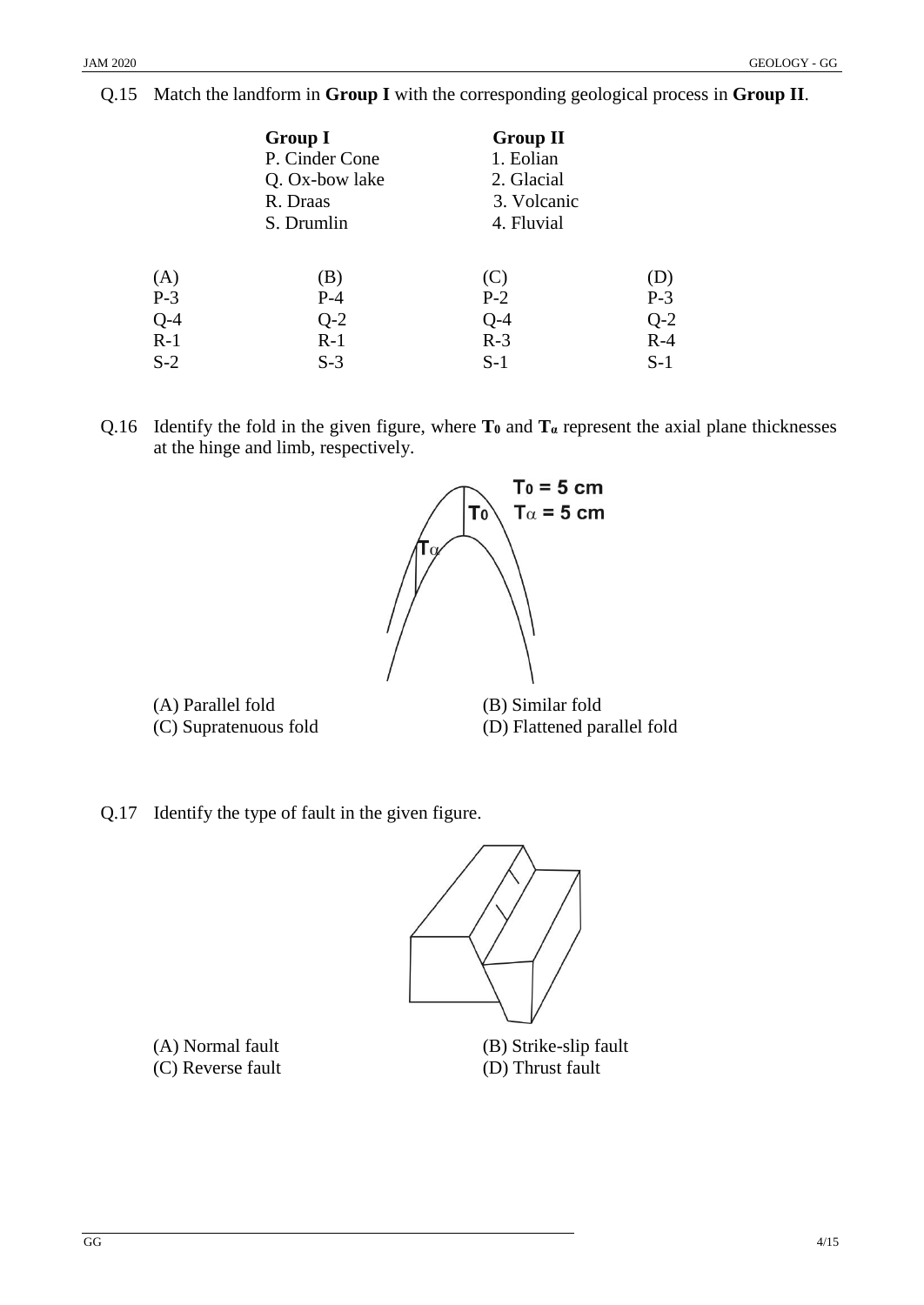Q.15 Match the landform in **Group I** with the corresponding geological process in **Group II**.

| **Group I** | **Group II** |
|---|---|
| P. Cinder Cone | 1. Eolian |
| Q. Ox-bow lake | 2. Glacial |
| R. Draas | 3. Volcanic |
| S. Drumlin | 4. Fluvial |

| (A) | (B) | (C) | (D) |
|---|---|---|---|
| P-3 | P-4 | P-2 | P-3 |
| Q-4 | Q-2 | Q-4 | Q-2 |
| R-1 | R-1 | R-3 | R-4 |
| S-2 | S-3 | S-1 | S-1 |

Q.16 Identify the fold in the given figure, where $\mathbf{T_0}$ and $\mathbf{T_\alpha}$ represent the axial plane thicknesses at the hinge and limb, respectively.

$T_0 = 5$ cm
$T_\alpha = 5$ cm

(A) Parallel fold
(B) Similar fold
(C) Supratenuous fold
(D) Flattened parallel fold

Q.17 Identify the type of fault in the given figure.

(A) Normal fault
(B) Strike-slip fault
(C) Reverse fault
(D) Thrust fault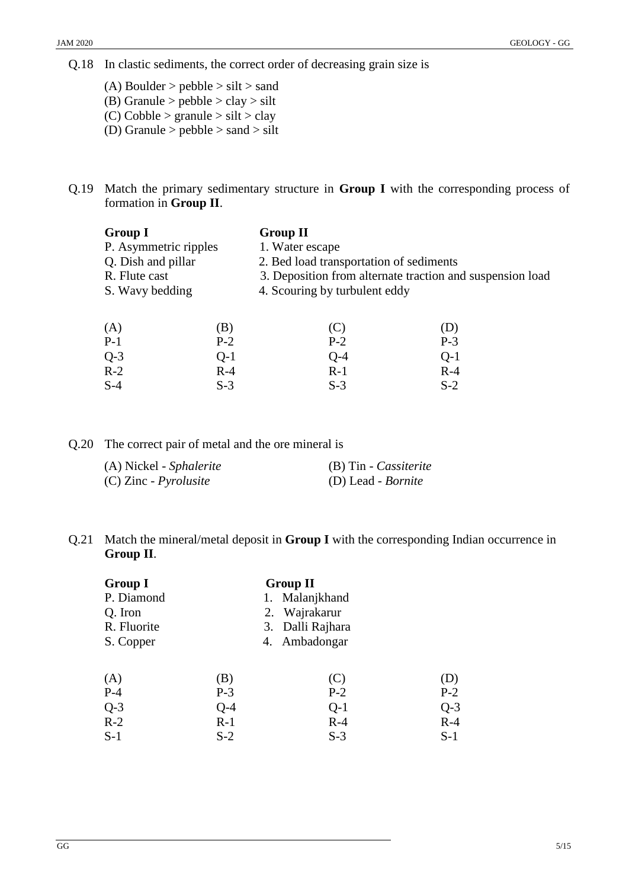Q.18 In clastic sediments, the correct order of decreasing grain size is

(A) Boulder > pebble > silt > sand
(B) Granule > pebble > clay > silt
(C) Cobble > granule > silt > clay
(D) Granule > pebble > sand > silt

Q.19 Match the primary sedimentary structure in **Group I** with the corresponding process of formation in **Group II**.

| **Group I** | **Group II** |
|---|---|
| P. Asymmetric ripples | 1. Water escape |
| Q. Dish and pillar | 2. Bed load transportation of sediments |
| R. Flute cast | 3. Deposition from alternate traction and suspension load |
| S. Wavy bedding | 4. Scouring by turbulent eddy |

| (A) | (B) | (C) | (D) |
|---|---|---|---|
| P-1 | P-2 | P-2 | P-3 |
| Q-3 | Q-1 | Q-4 | Q-1 |
| R-2 | R-4 | R-1 | R-4 |
| S-4 | S-3 | S-3 | S-2 |

Q.20 The correct pair of metal and the ore mineral is

(A) Nickel - *Sphalerite*
(B) Tin - *Cassiterite*
(C) Zinc - *Pyrolusite*
(D) Lead - *Bornite*

Q.21 Match the mineral/metal deposit in **Group I** with the corresponding Indian occurrence in **Group II**.

| **Group I** | **Group II** |
|---|---|
| P. Diamond | 1. Malanjkhand |
| Q. Iron | 2. Wajrakarur |
| R. Fluorite | 3. Dalli Rajhara |
| S. Copper | 4. Ambadongar |

| (A) | (B) | (C) | (D) |
|---|---|---|---|
| P-4 | P-3 | P-2 | P-2 |
| Q-3 | Q-4 | Q-1 | Q-3 |
| R-2 | R-1 | R-4 | R-4 |
| S-1 | S-2 | S-3 | S-1 |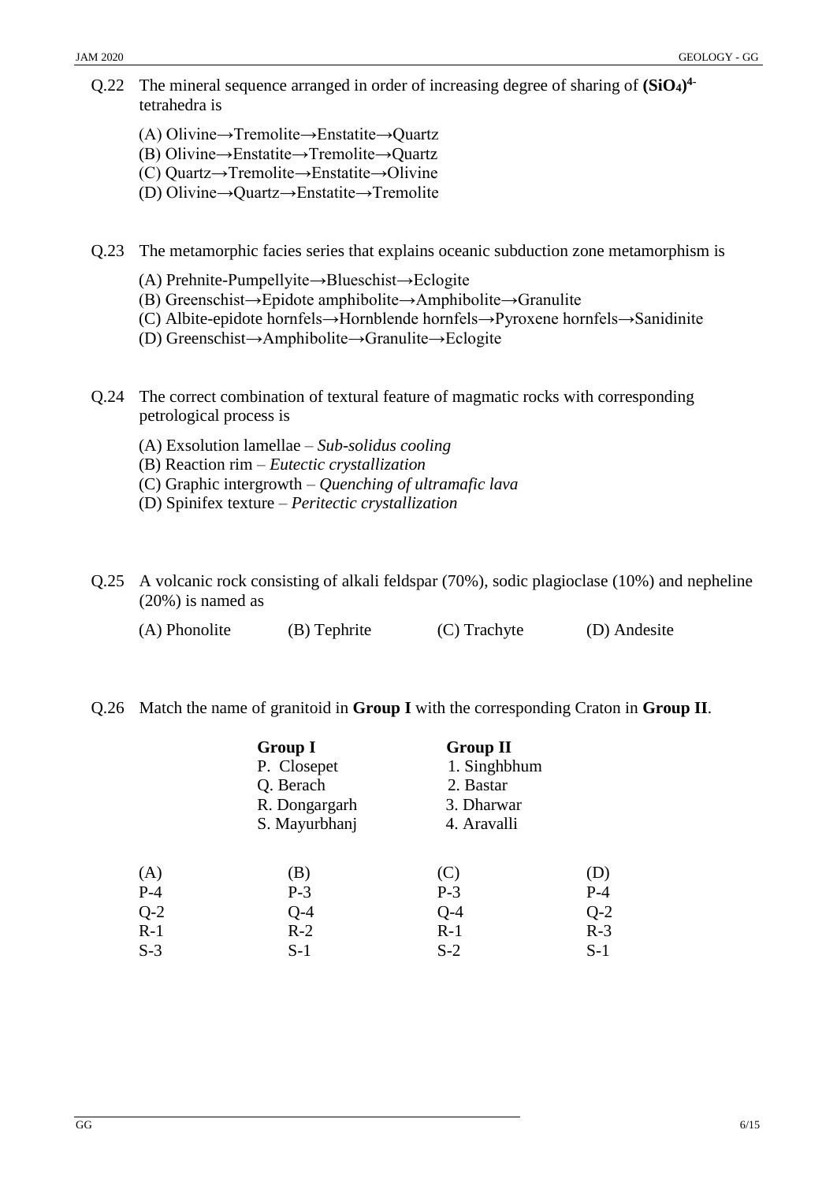Q.22 The mineral sequence arranged in order of increasing degree of sharing of **$(SiO_4)^{4-}$** tetrahedra is

(A) Olivine→Tremolite→Enstatite→Quartz
(B) Olivine→Enstatite→Tremolite→Quartz
(C) Quartz→Tremolite→Enstatite→Olivine
(D) Olivine→Quartz→Enstatite→Tremolite

Q.23 The metamorphic facies series that explains oceanic subduction zone metamorphism is

(A) Prehnite-Pumpellyite→Blueschist→Eclogite
(B) Greenschist→Epidote amphibolite→Amphibolite→Granulite
(C) Albite-epidote hornfels→Hornblende hornfels→Pyroxene hornfels→Sanidinite
(D) Greenschist→Amphibolite→Granulite→Eclogite

Q.24 The correct combination of textural feature of magmatic rocks with corresponding petrological process is

(A) Exsolution lamellae – *Sub-solidus cooling*
(B) Reaction rim – *Eutectic crystallization*
(C) Graphic intergrowth – *Quenching of ultramafic lava*
(D) Spinifex texture – *Peritectic crystallization*

Q.25 A volcanic rock consisting of alkali feldspar (70%), sodic plagioclase (10%) and nepheline (20%) is named as

(A) Phonolite (B) Tephrite (C) Trachyte (D) Andesite

Q.26 Match the name of granitoid in **Group I** with the corresponding Craton in **Group II**.

| **Group I** | **Group II** |
|---|---|
| P. Closepet | 1. Singhbhum |
| Q. Berach | 2. Bastar |
| R. Dongargarh | 3. Dharwar |
| S. Mayurbhanj | 4. Aravalli |

| (A) | (B) | (C) | (D) |
|---|---|---|---|
| P-4 | P-3 | P-3 | P-4 |
| Q-2 | Q-4 | Q-4 | Q-2 |
| R-1 | R-2 | R-1 | R-3 |
| S-3 | S-1 | S-2 | S-1 |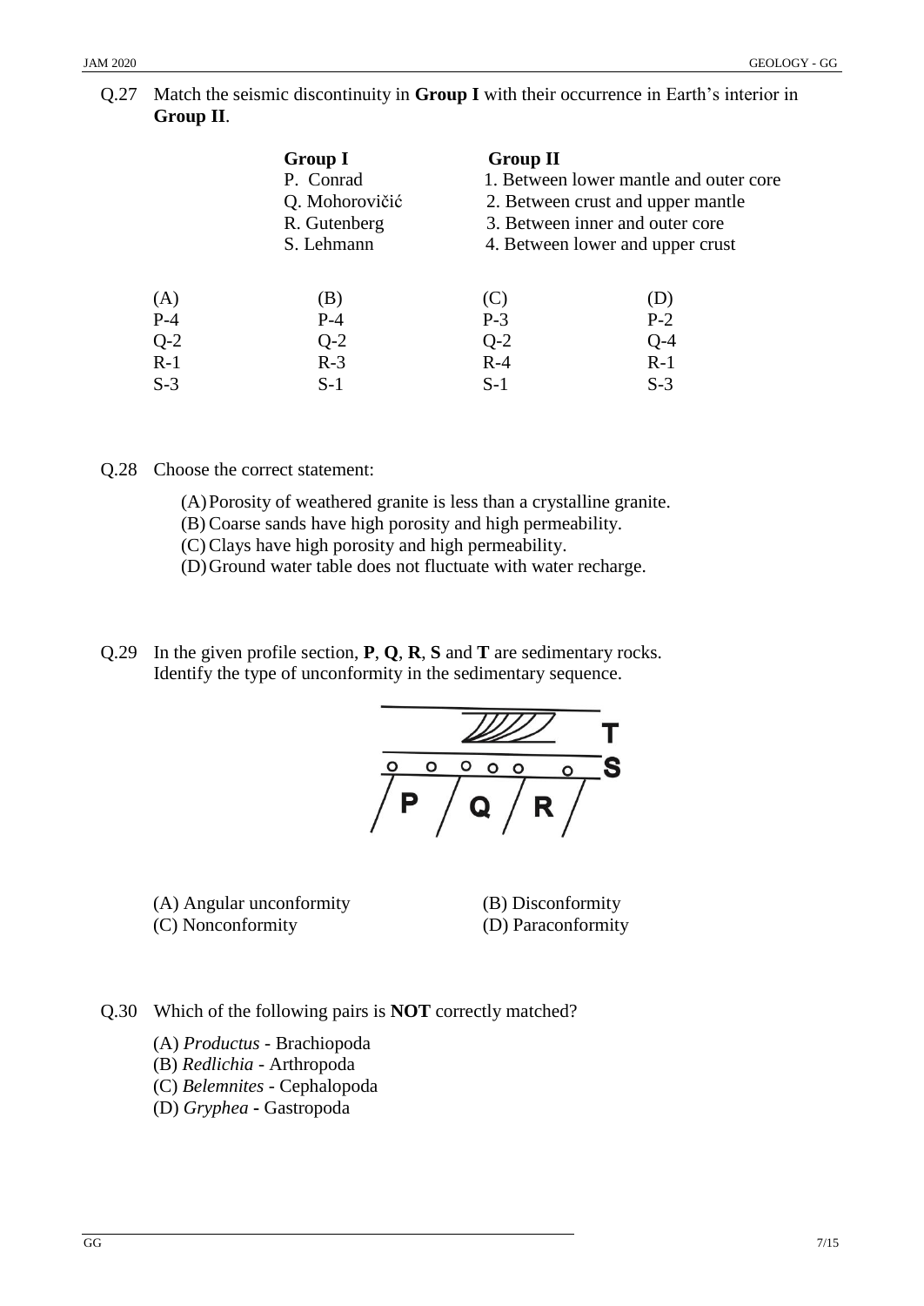Q.27 Match the seismic discontinuity in **Group I** with their occurrence in Earth's interior in **Group II**.

| **Group I** | **Group II** |
|---|---|
| P. Conrad | 1. Between lower mantle and outer core |
| Q. Mohorovičić | 2. Between crust and upper mantle |
| R. Gutenberg | 3. Between inner and outer core |
| S. Lehmann | 4. Between lower and upper crust |

| (A) | (B) | (C) | (D) |
|---|---|---|---|
| P-4 | P-4 | P-3 | P-2 |
| Q-2 | Q-2 | Q-2 | Q-4 |
| R-1 | R-3 | R-4 | R-1 |
| S-3 | S-1 | S-1 | S-3 |

Q.28 Choose the correct statement:

(A) Porosity of weathered granite is less than a crystalline granite.
(B) Coarse sands have high porosity and high permeability.
(C) Clays have high porosity and high permeability.
(D) Ground water table does not fluctuate with water recharge.

Q.29 In the given profile section, **P**, **Q**, **R**, **S** and **T** are sedimentary rocks. Identify the type of unconformity in the sedimentary sequence.

(A) Angular unconformity
(B) Disconformity
(C) Nonconformity
(D) Paraconformity

Q.30 Which of the following pairs is **NOT** correctly matched?

(A) *Productus* - Brachiopoda
(B) *Redlichia* - Arthropoda
(C) *Belemnites* - Cephalopoda
(D) *Gryphea* - Gastropoda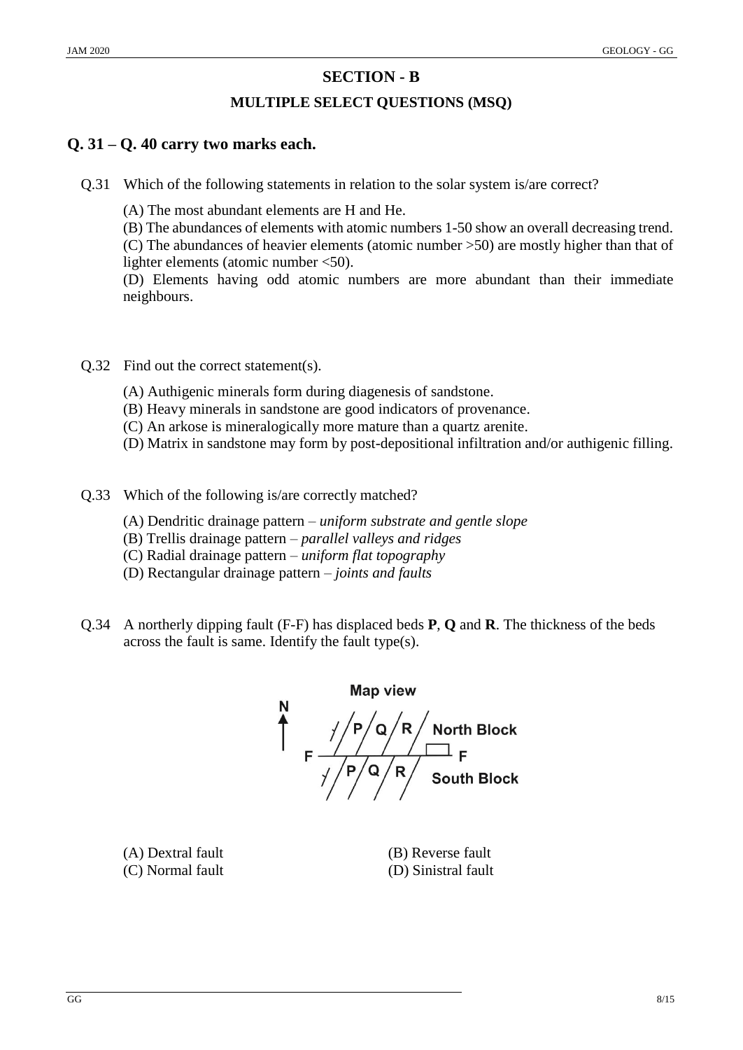## SECTION - B

### MULTIPLE SELECT QUESTIONS (MSQ)

## Q. 31 – Q. 40 carry two marks each.

Q.31 Which of the following statements in relation to the solar system is/are correct?

(A) The most abundant elements are H and He.
(B) The abundances of elements with atomic numbers 1-50 show an overall decreasing trend.
(C) The abundances of heavier elements (atomic number >50) are mostly higher than that of lighter elements (atomic number <50).
(D) Elements having odd atomic numbers are more abundant than their immediate neighbours.

Q.32 Find out the correct statement(s).

(A) Authigenic minerals form during diagenesis of sandstone.
(B) Heavy minerals in sandstone are good indicators of provenance.
(C) An arkose is mineralogically more mature than a quartz arenite.
(D) Matrix in sandstone may form by post-depositional infiltration and/or authigenic filling.

Q.33 Which of the following is/are correctly matched?

(A) Dendritic drainage pattern – *uniform substrate and gentle slope*
(B) Trellis drainage pattern – *parallel valleys and ridges*
(C) Radial drainage pattern – *uniform flat topography*
(D) Rectangular drainage pattern – *joints and faults*

Q.34 A northerly dipping fault (F-F) has displaced beds **P**, **Q** and **R**. The thickness of the beds across the fault is same. Identify the fault type(s).

Map view

N

F — F

North Block: P Q R

South Block: P Q R

(A) Dextral fault
(B) Reverse fault
(C) Normal fault
(D) Sinistral fault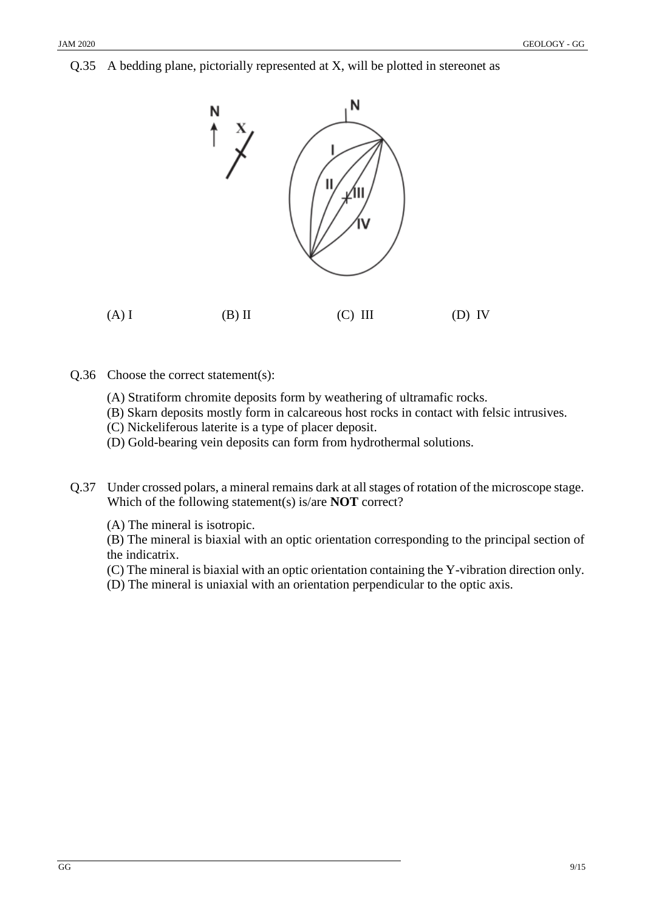Q.35 A bedding plane, pictorially represented at X, will be plotted in stereonet as

(A) I (B) II (C) III (D) IV

Q.36 Choose the correct statement(s):

(A) Stratiform chromite deposits form by weathering of ultramafic rocks.
(B) Skarn deposits mostly form in calcareous host rocks in contact with felsic intrusives.
(C) Nickeliferous laterite is a type of placer deposit.
(D) Gold-bearing vein deposits can form from hydrothermal solutions.

Q.37 Under crossed polars, a mineral remains dark at all stages of rotation of the microscope stage. Which of the following statement(s) is/are **NOT** correct?

(A) The mineral is isotropic.
(B) The mineral is biaxial with an optic orientation corresponding to the principal section of the indicatrix.
(C) The mineral is biaxial with an optic orientation containing the Y-vibration direction only.
(D) The mineral is uniaxial with an orientation perpendicular to the optic axis.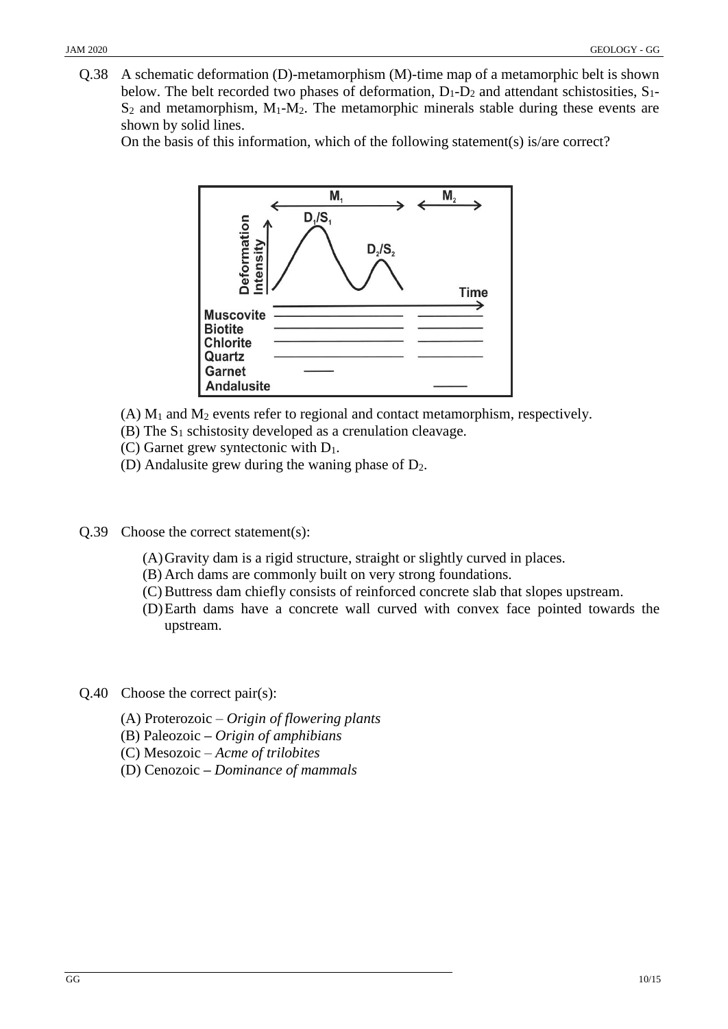Q.38 A schematic deformation (D)-metamorphism (M)-time map of a metamorphic belt is shown below. The belt recorded two phases of deformation, $D_1$-$D_2$ and attendant schistosities, $S_1$-$S_2$ and metamorphism, $M_1$-$M_2$. The metamorphic minerals stable during these events are shown by solid lines.

On the basis of this information, which of the following statement(s) is/are correct?

(A) $M_1$ and $M_2$ events refer to regional and contact metamorphism, respectively.

(B) The $S_1$ schistosity developed as a crenulation cleavage.

(C) Garnet grew syntectonic with $D_1$.

(D) Andalusite grew during the waning phase of $D_2$.

Q.39 Choose the correct statement(s):

(A) Gravity dam is a rigid structure, straight or slightly curved in places.

(B) Arch dams are commonly built on very strong foundations.

(C) Buttress dam chiefly consists of reinforced concrete slab that slopes upstream.

(D) Earth dams have a concrete wall curved with convex face pointed towards the upstream.

Q.40 Choose the correct pair(s):

(A) Proterozoic – *Origin of flowering plants*

(B) Paleozoic – *Origin of amphibians*

(C) Mesozoic – *Acme of trilobites*

(D) Cenozoic – *Dominance of mammals*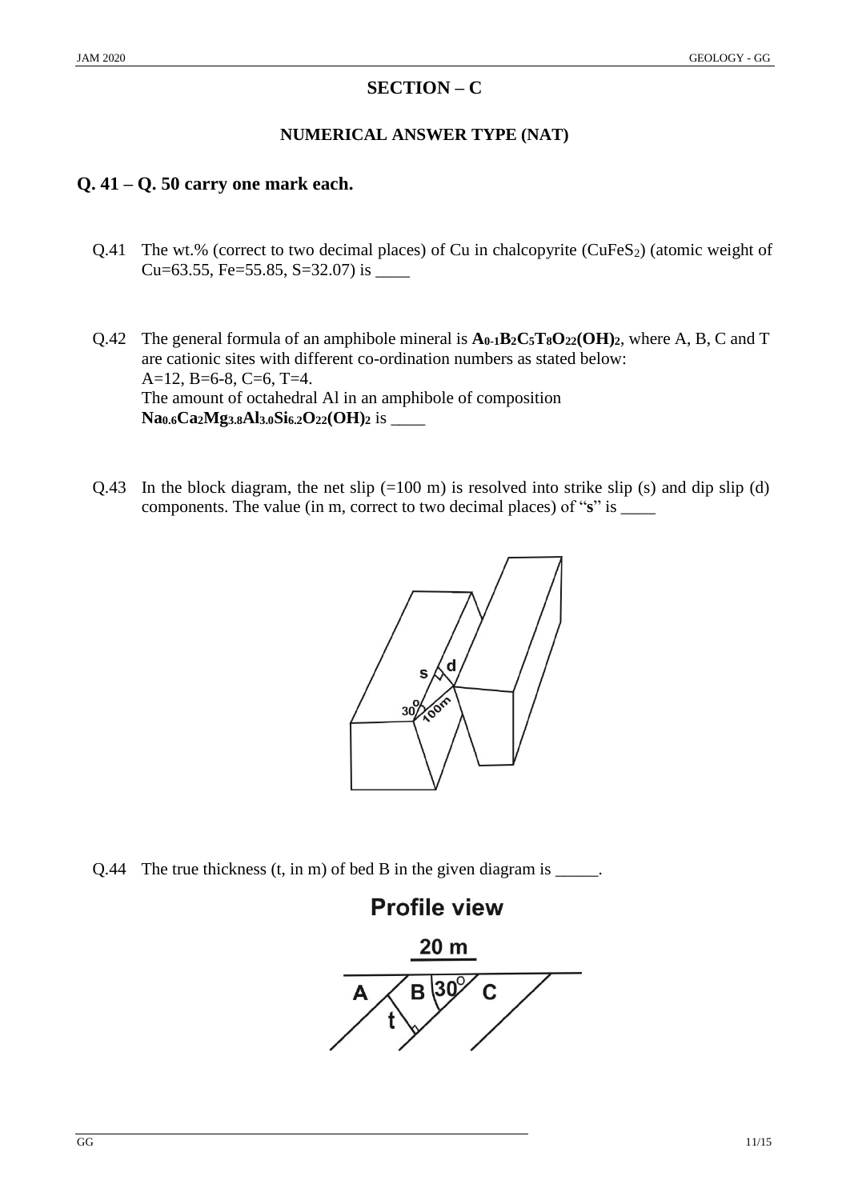## SECTION – C

### NUMERICAL ANSWER TYPE (NAT)

## Q. 41 – Q. 50 carry one mark each.

Q.41 The wt.% (correct to two decimal places) of Cu in chalcopyrite ($CuFeS_2$) (atomic weight of Cu=63.55, Fe=55.85, S=32.07) is ____

Q.42 The general formula of an amphibole mineral is $\mathbf{A_{0\text{-}1}B_2C_5T_8O_{22}(OH)_2}$, where A, B, C and T are cationic sites with different co-ordination numbers as stated below:
A=12, B=6-8, C=6, T=4.
The amount of octahedral Al in an amphibole of composition $\mathbf{Na_{0.6}Ca_2Mg_{3.8}Al_{3.0}Si_{6.2}O_{22}(OH)_2}$ is ____

Q.43 In the block diagram, the net slip (=100 m) is resolved into strike slip (s) and dip slip (d) components. The value (in m, correct to two decimal places) of "**s**" is ____

Q.44 The true thickness (t, in m) of bed B in the given diagram is _____.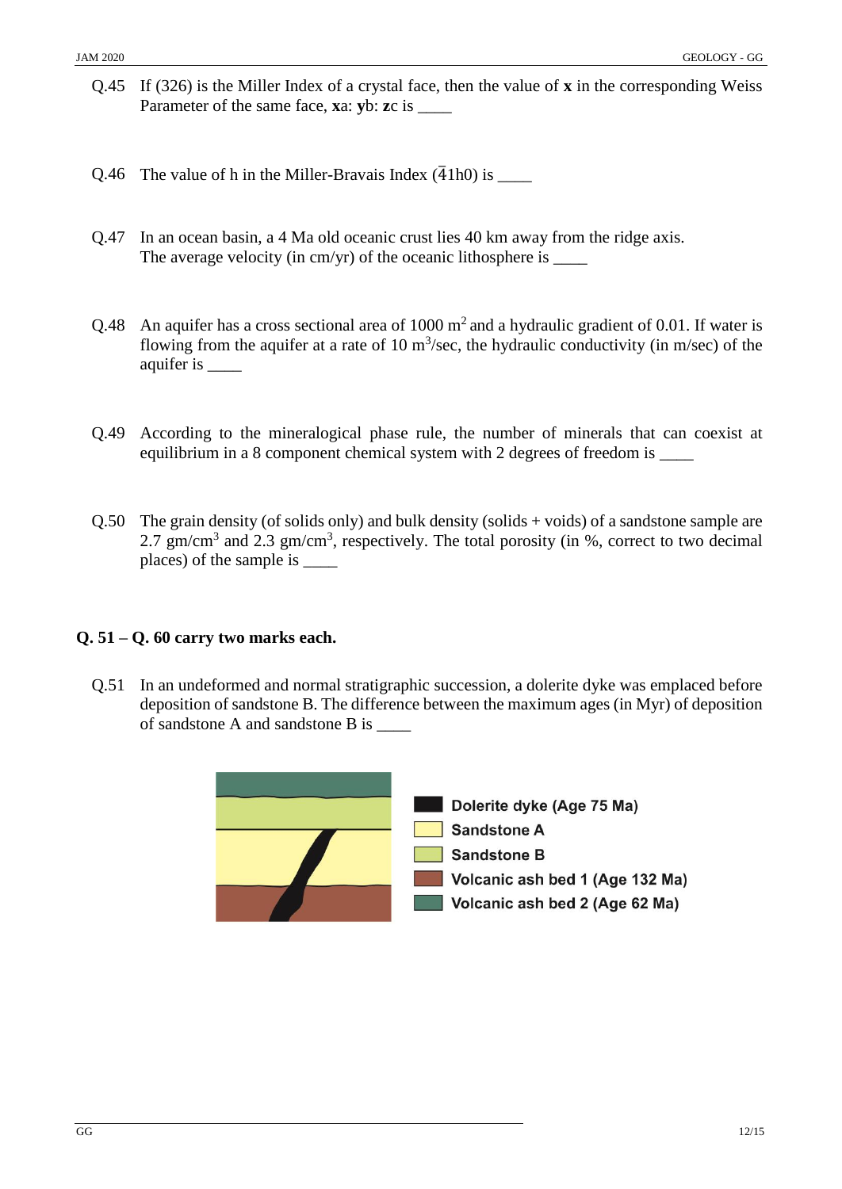Q.45 If (326) is the Miller Index of a crystal face, then the value of **x** in the corresponding Weiss Parameter of the same face, **x**a: **y**b: **z**c is ____

Q.46 The value of h in the Miller-Bravais Index ($\bar{4}$1h0) is ____

Q.47 In an ocean basin, a 4 Ma old oceanic crust lies 40 km away from the ridge axis. The average velocity (in cm/yr) of the oceanic lithosphere is ____

Q.48 An aquifer has a cross sectional area of 1000 $m^2$ and a hydraulic gradient of 0.01. If water is flowing from the aquifer at a rate of 10 $m^3$/sec, the hydraulic conductivity (in m/sec) of the aquifer is ____

Q.49 According to the mineralogical phase rule, the number of minerals that can coexist at equilibrium in a 8 component chemical system with 2 degrees of freedom is ____

Q.50 The grain density (of solids only) and bulk density (solids + voids) of a sandstone sample are 2.7 gm/$cm^3$ and 2.3 gm/$cm^3$, respectively. The total porosity (in %, correct to two decimal places) of the sample is ____

**Q. 51 – Q. 60 carry two marks each.**

Q.51 In an undeformed and normal stratigraphic succession, a dolerite dyke was emplaced before deposition of sandstone B. The difference between the maximum ages (in Myr) of deposition of sandstone A and sandstone B is ____

- Dolerite dyke (Age 75 Ma)
- Sandstone A
- Sandstone B
- Volcanic ash bed 1 (Age 132 Ma)
- Volcanic ash bed 2 (Age 62 Ma)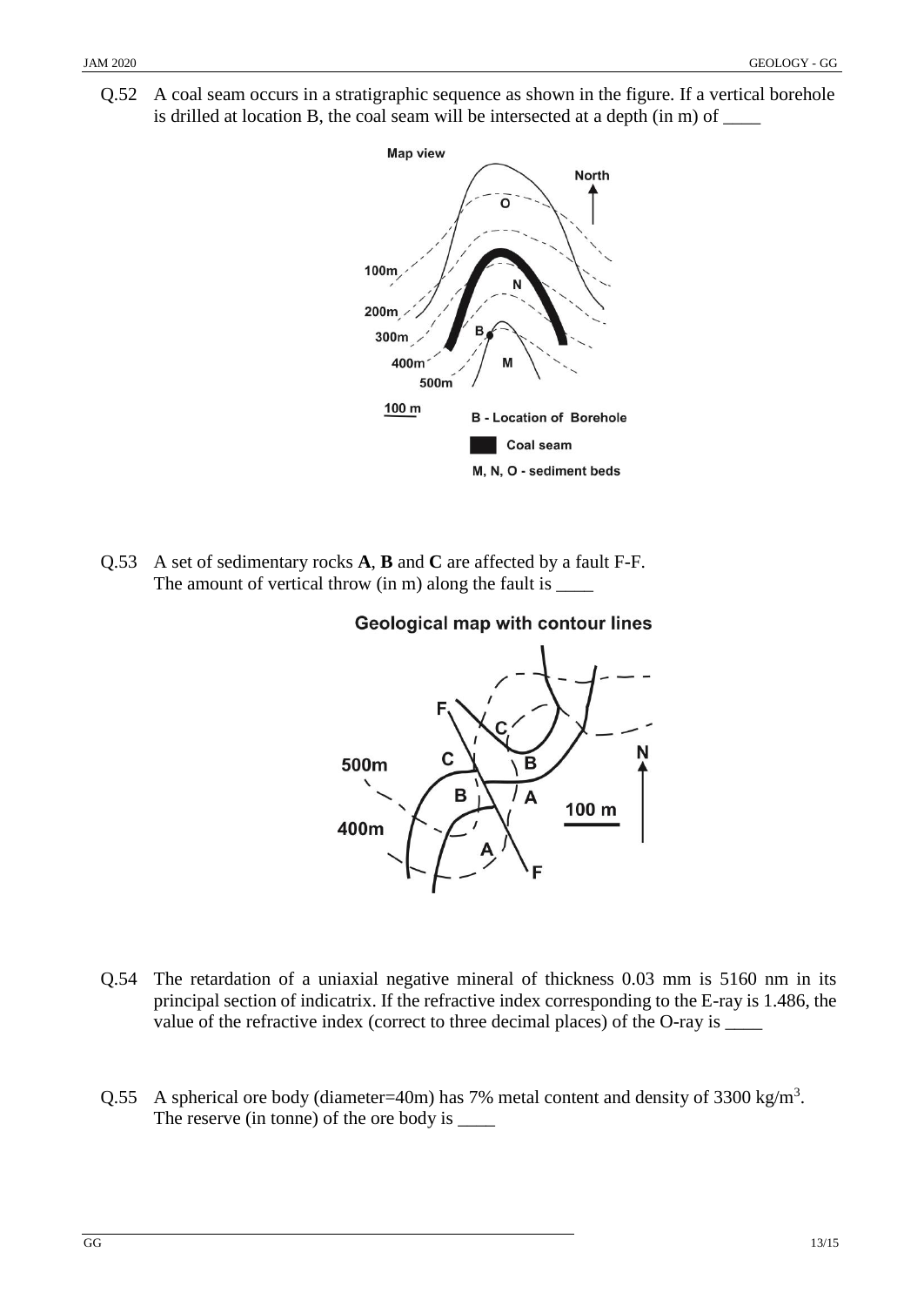Q.52 A coal seam occurs in a stratigraphic sequence as shown in the figure. If a vertical borehole is drilled at location B, the coal seam will be intersected at a depth (in m) of ____

Q.53 A set of sedimentary rocks **A**, **B** and **C** are affected by a fault F-F. The amount of vertical throw (in m) along the fault is ____

Q.54 The retardation of a uniaxial negative mineral of thickness 0.03 mm is 5160 nm in its principal section of indicatrix. If the refractive index corresponding to the E-ray is 1.486, the value of the refractive index (correct to three decimal places) of the O-ray is ____

Q.55 A spherical ore body (diameter=40m) has 7% metal content and density of 3300 kg/m$^3$. The reserve (in tonne) of the ore body is ____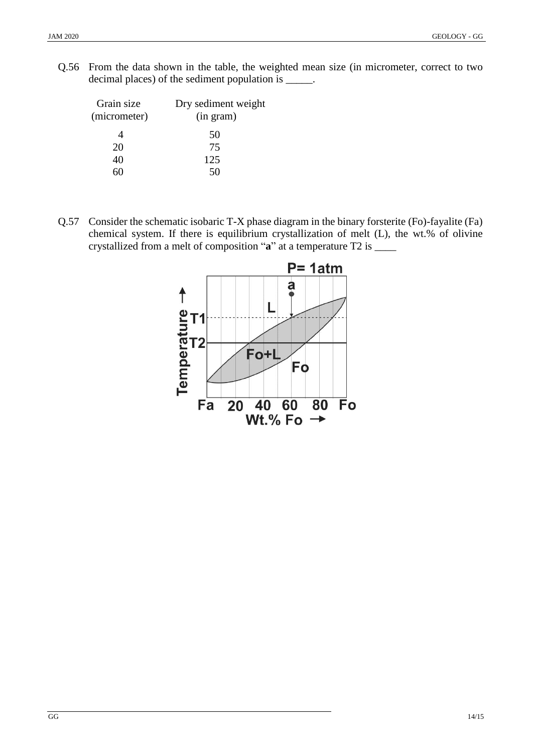Q.56 From the data shown in the table, the weighted mean size (in micrometer, correct to two decimal places) of the sediment population is _____.

| Grain size (micrometer) | Dry sediment weight (in gram) |
| --- | --- |
| 4 | 50 |
| 20 | 75 |
| 40 | 125 |
| 60 | 50 |

Q.57 Consider the schematic isobaric T-X phase diagram in the binary forsterite (Fo)-fayalite (Fa) chemical system. If there is equilibrium crystallization of melt (L), the wt.% of olivine crystallized from a melt of composition "**a**" at a temperature T2 is ____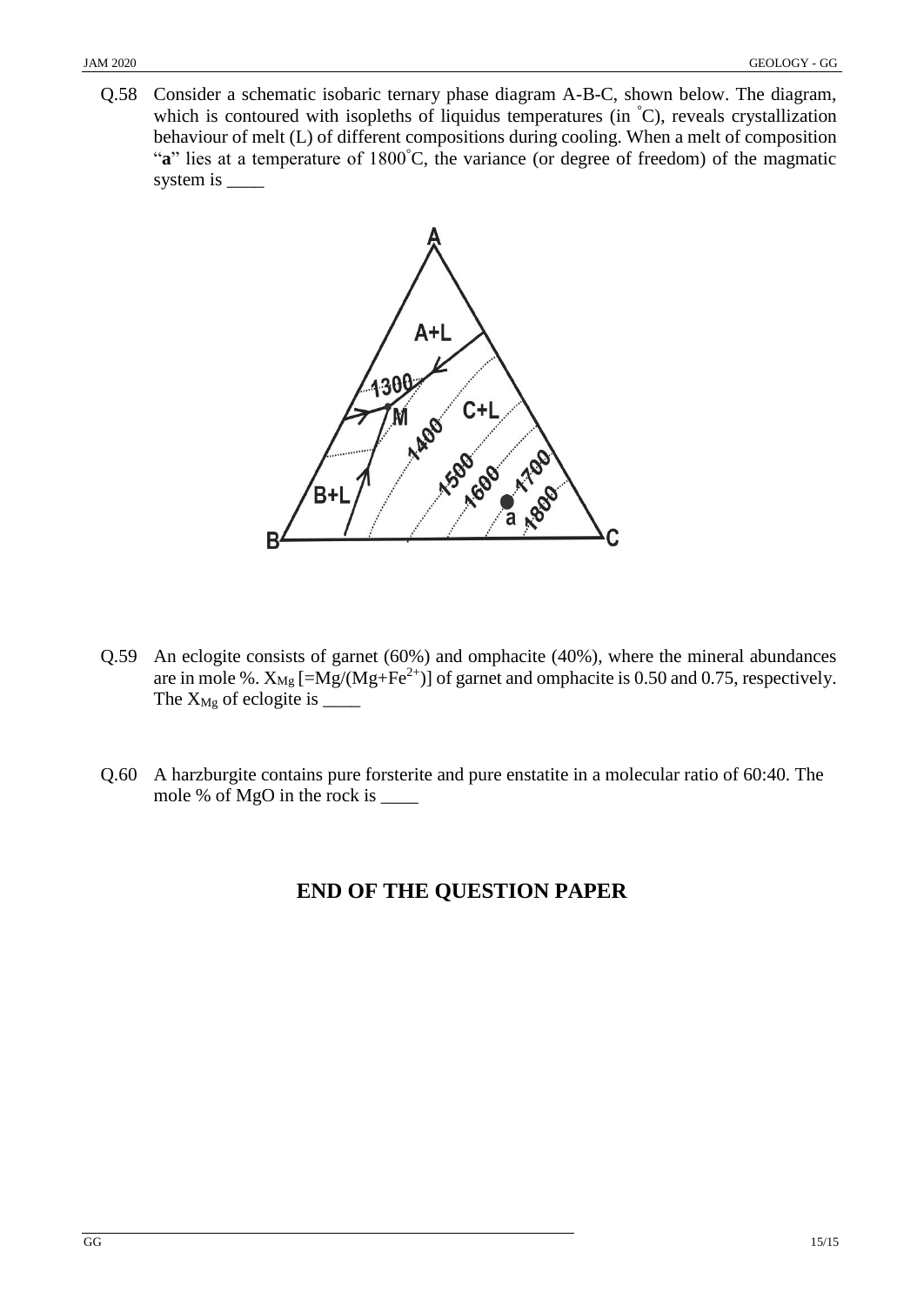Q.58 Consider a schematic isobaric ternary phase diagram A-B-C, shown below. The diagram, which is contoured with isopleths of liquidus temperatures (in °C), reveals crystallization behaviour of melt (L) of different compositions during cooling. When a melt of composition "**a**" lies at a temperature of 1800°C, the variance (or degree of freedom) of the magmatic system is ____

A
A+L
1300
M
1400
C+L
1500
1600
1700
1800
B+L
a
B
C

Q.59 An eclogite consists of garnet (60%) and omphacite (40%), where the mineral abundances are in mole %. $X_{Mg}$ [$=Mg/(Mg+Fe^{2+})$] of garnet and omphacite is 0.50 and 0.75, respectively. The $X_{Mg}$ of eclogite is ____

Q.60 A harzburgite contains pure forsterite and pure enstatite in a molecular ratio of 60:40. The mole % of MgO in the rock is ____

## END OF THE QUESTION PAPER